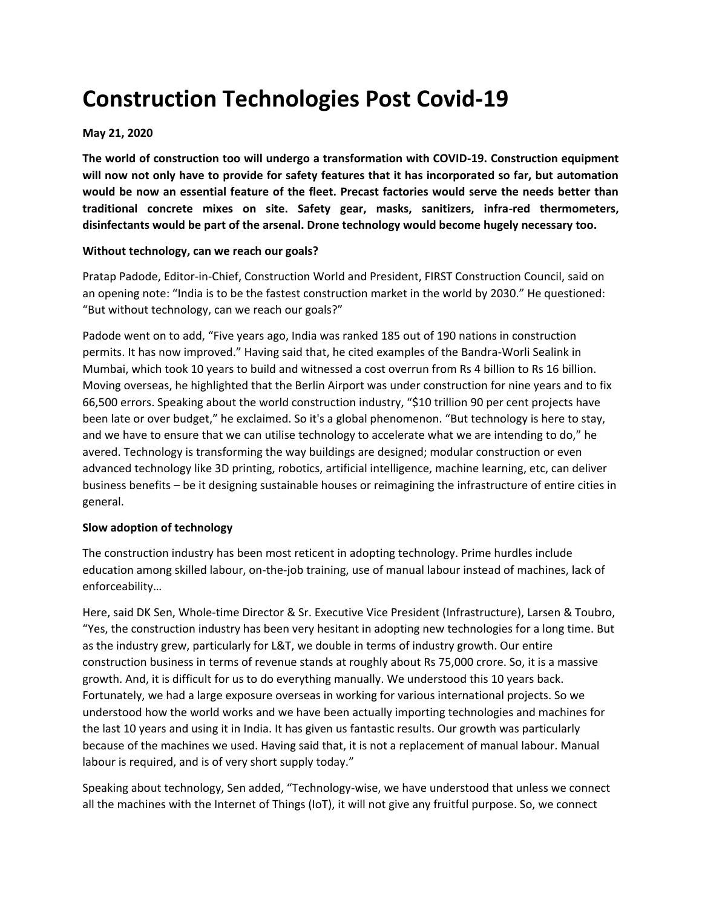# Construction Technologies Post Covid-19

**May 21, 2020**

**The world of construction too will undergo a transformation with COVID-19. Construction equipment will now not only have to provide for safety features that it has incorporated so far, but automation would be now an essential feature of the fleet. Precast factories would serve the needs better than traditional concrete mixes on site. Safety gear, masks, sanitizers, infra-red thermometers, disinfectants would be part of the arsenal. Drone technology would become hugely necessary too.**

**Without technology, can we reach our goals?**

Pratap Padode, Editor-in-Chief, Construction World and President, FIRST Construction Council, said on an opening note: "India is to be the fastest construction market in the world by 2030." He questioned: "But without technology, can we reach our goals?"

Padode went on to add, "Five years ago, India was ranked 185 out of 190 nations in construction permits. It has now improved." Having said that, he cited examples of the Bandra-Worli Sealink in Mumbai, which took 10 years to build and witnessed a cost overrun from Rs 4 billion to Rs 16 billion. Moving overseas, he highlighted that the Berlin Airport was under construction for nine years and to fix 66,500 errors. Speaking about the world construction industry, "$10 trillion 90 per cent projects have been late or over budget," he exclaimed. So it's a global phenomenon. "But technology is here to stay, and we have to ensure that we can utilise technology to accelerate what we are intending to do," he avered. Technology is transforming the way buildings are designed; modular construction or even advanced technology like 3D printing, robotics, artificial intelligence, machine learning, etc, can deliver business benefits – be it designing sustainable houses or reimagining the infrastructure of entire cities in general.

**Slow adoption of technology**

The construction industry has been most reticent in adopting technology. Prime hurdles include education among skilled labour, on-the-job training, use of manual labour instead of machines, lack of enforceability…

Here, said DK Sen, Whole-time Director & Sr. Executive Vice President (Infrastructure), Larsen & Toubro, "Yes, the construction industry has been very hesitant in adopting new technologies for a long time. But as the industry grew, particularly for L&T, we double in terms of industry growth. Our entire construction business in terms of revenue stands at roughly about Rs 75,000 crore. So, it is a massive growth. And, it is difficult for us to do everything manually. We understood this 10 years back. Fortunately, we had a large exposure overseas in working for various international projects. So we understood how the world works and we have been actually importing technologies and machines for the last 10 years and using it in India. It has given us fantastic results. Our growth was particularly because of the machines we used. Having said that, it is not a replacement of manual labour. Manual labour is required, and is of very short supply today."

Speaking about technology, Sen added, "Technology-wise, we have understood that unless we connect all the machines with the Internet of Things (IoT), it will not give any fruitful purpose. So, we connect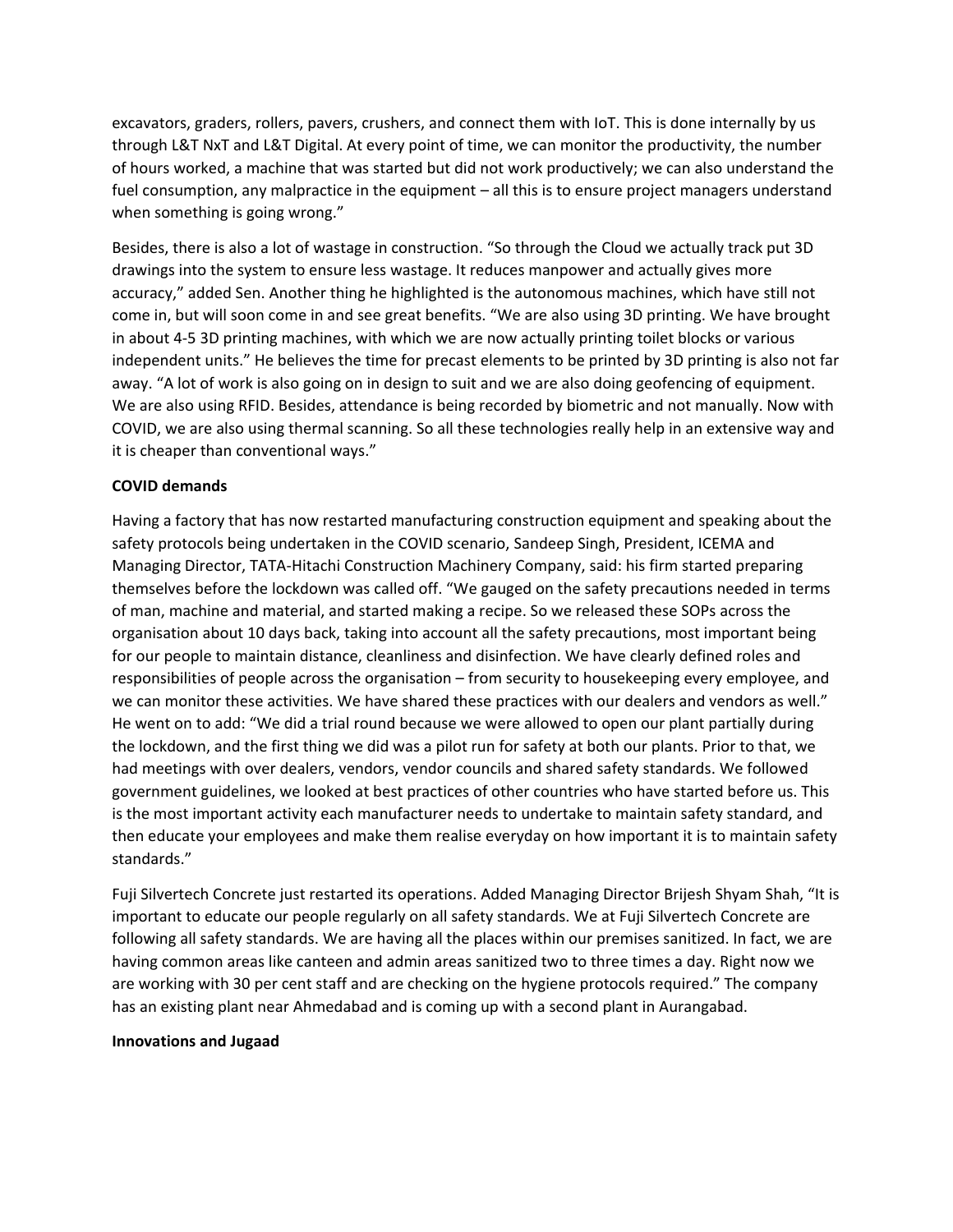excavators, graders, rollers, pavers, crushers, and connect them with IoT. This is done internally by us through L&T NxT and L&T Digital. At every point of time, we can monitor the productivity, the number of hours worked, a machine that was started but did not work productively; we can also understand the fuel consumption, any malpractice in the equipment – all this is to ensure project managers understand when something is going wrong."

Besides, there is also a lot of wastage in construction. "So through the Cloud we actually track put 3D drawings into the system to ensure less wastage. It reduces manpower and actually gives more accuracy," added Sen. Another thing he highlighted is the autonomous machines, which have still not come in, but will soon come in and see great benefits. "We are also using 3D printing. We have brought in about 4-5 3D printing machines, with which we are now actually printing toilet blocks or various independent units." He believes the time for precast elements to be printed by 3D printing is also not far away. "A lot of work is also going on in design to suit and we are also doing geofencing of equipment. We are also using RFID. Besides, attendance is being recorded by biometric and not manually. Now with COVID, we are also using thermal scanning. So all these technologies really help in an extensive way and it is cheaper than conventional ways."

**COVID demands**

Having a factory that has now restarted manufacturing construction equipment and speaking about the safety protocols being undertaken in the COVID scenario, Sandeep Singh, President, ICEMA and Managing Director, TATA-Hitachi Construction Machinery Company, said: his firm started preparing themselves before the lockdown was called off. "We gauged on the safety precautions needed in terms of man, machine and material, and started making a recipe. So we released these SOPs across the organisation about 10 days back, taking into account all the safety precautions, most important being for our people to maintain distance, cleanliness and disinfection. We have clearly defined roles and responsibilities of people across the organisation – from security to housekeeping every employee, and we can monitor these activities. We have shared these practices with our dealers and vendors as well." He went on to add: "We did a trial round because we were allowed to open our plant partially during the lockdown, and the first thing we did was a pilot run for safety at both our plants. Prior to that, we had meetings with over dealers, vendors, vendor councils and shared safety standards. We followed government guidelines, we looked at best practices of other countries who have started before us. This is the most important activity each manufacturer needs to undertake to maintain safety standard, and then educate your employees and make them realise everyday on how important it is to maintain safety standards."

Fuji Silvertech Concrete just restarted its operations. Added Managing Director Brijesh Shyam Shah, "It is important to educate our people regularly on all safety standards. We at Fuji Silvertech Concrete are following all safety standards. We are having all the places within our premises sanitized. In fact, we are having common areas like canteen and admin areas sanitized two to three times a day. Right now we are working with 30 per cent staff and are checking on the hygiene protocols required." The company has an existing plant near Ahmedabad and is coming up with a second plant in Aurangabad.

**Innovations and Jugaad**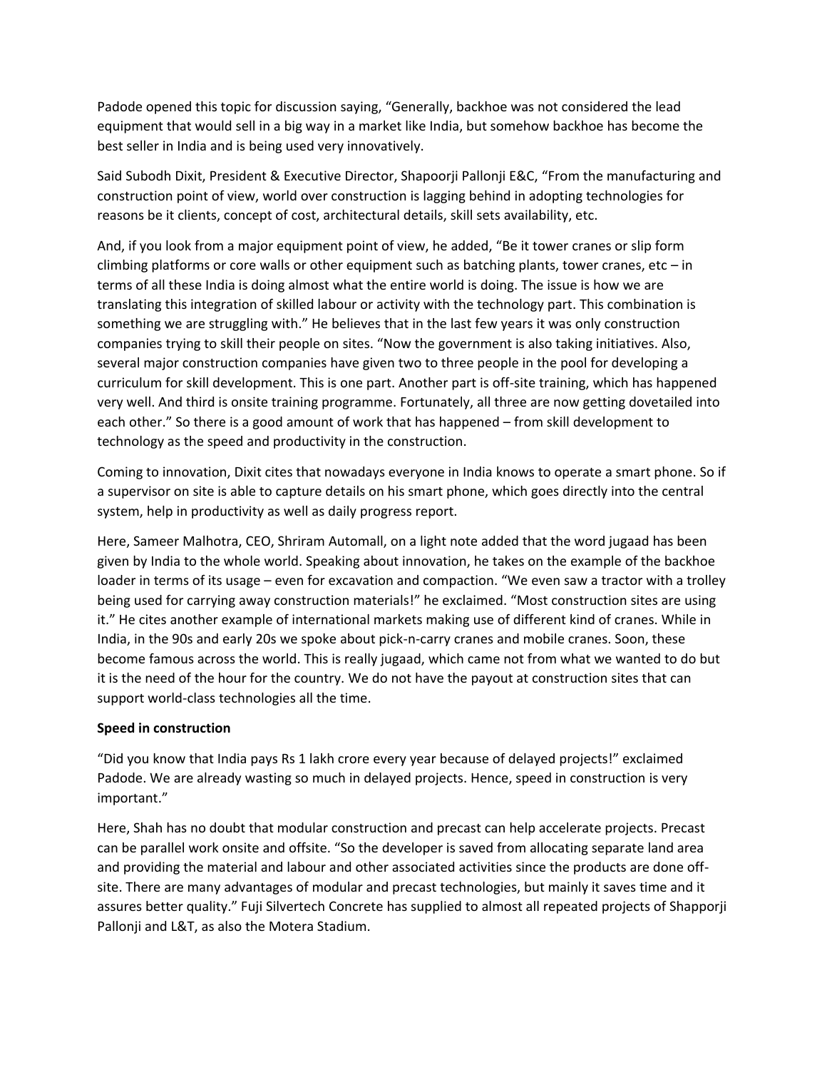Padode opened this topic for discussion saying, “Generally, backhoe was not considered the lead equipment that would sell in a big way in a market like India, but somehow backhoe has become the best seller in India and is being used very innovatively.

Said Subodh Dixit, President & Executive Director, Shapoorji Pallonji E&C, “From the manufacturing and construction point of view, world over construction is lagging behind in adopting technologies for reasons be it clients, concept of cost, architectural details, skill sets availability, etc.

And, if you look from a major equipment point of view, he added, “Be it tower cranes or slip form climbing platforms or core walls or other equipment such as batching plants, tower cranes, etc – in terms of all these India is doing almost what the entire world is doing. The issue is how we are translating this integration of skilled labour or activity with the technology part. This combination is something we are struggling with.” He believes that in the last few years it was only construction companies trying to skill their people on sites. “Now the government is also taking initiatives. Also, several major construction companies have given two to three people in the pool for developing a curriculum for skill development. This is one part. Another part is off-site training, which has happened very well. And third is onsite training programme. Fortunately, all three are now getting dovetailed into each other.” So there is a good amount of work that has happened – from skill development to technology as the speed and productivity in the construction.

Coming to innovation, Dixit cites that nowadays everyone in India knows to operate a smart phone. So if a supervisor on site is able to capture details on his smart phone, which goes directly into the central system, help in productivity as well as daily progress report.

Here, Sameer Malhotra, CEO, Shriram Automall, on a light note added that the word jugaad has been given by India to the whole world. Speaking about innovation, he takes on the example of the backhoe loader in terms of its usage – even for excavation and compaction. “We even saw a tractor with a trolley being used for carrying away construction materials!” he exclaimed. “Most construction sites are using it.” He cites another example of international markets making use of different kind of cranes. While in India, in the 90s and early 20s we spoke about pick-n-carry cranes and mobile cranes. Soon, these become famous across the world. This is really jugaad, which came not from what we wanted to do but it is the need of the hour for the country. We do not have the payout at construction sites that can support world-class technologies all the time.

**Speed in construction**

“Did you know that India pays Rs 1 lakh crore every year because of delayed projects!” exclaimed Padode. We are already wasting so much in delayed projects. Hence, speed in construction is very important.”

Here, Shah has no doubt that modular construction and precast can help accelerate projects. Precast can be parallel work onsite and offsite. “So the developer is saved from allocating separate land area and providing the material and labour and other associated activities since the products are done off-site. There are many advantages of modular and precast technologies, but mainly it saves time and it assures better quality.” Fuji Silvertech Concrete has supplied to almost all repeated projects of Shapporji Pallonji and L&T, as also the Motera Stadium.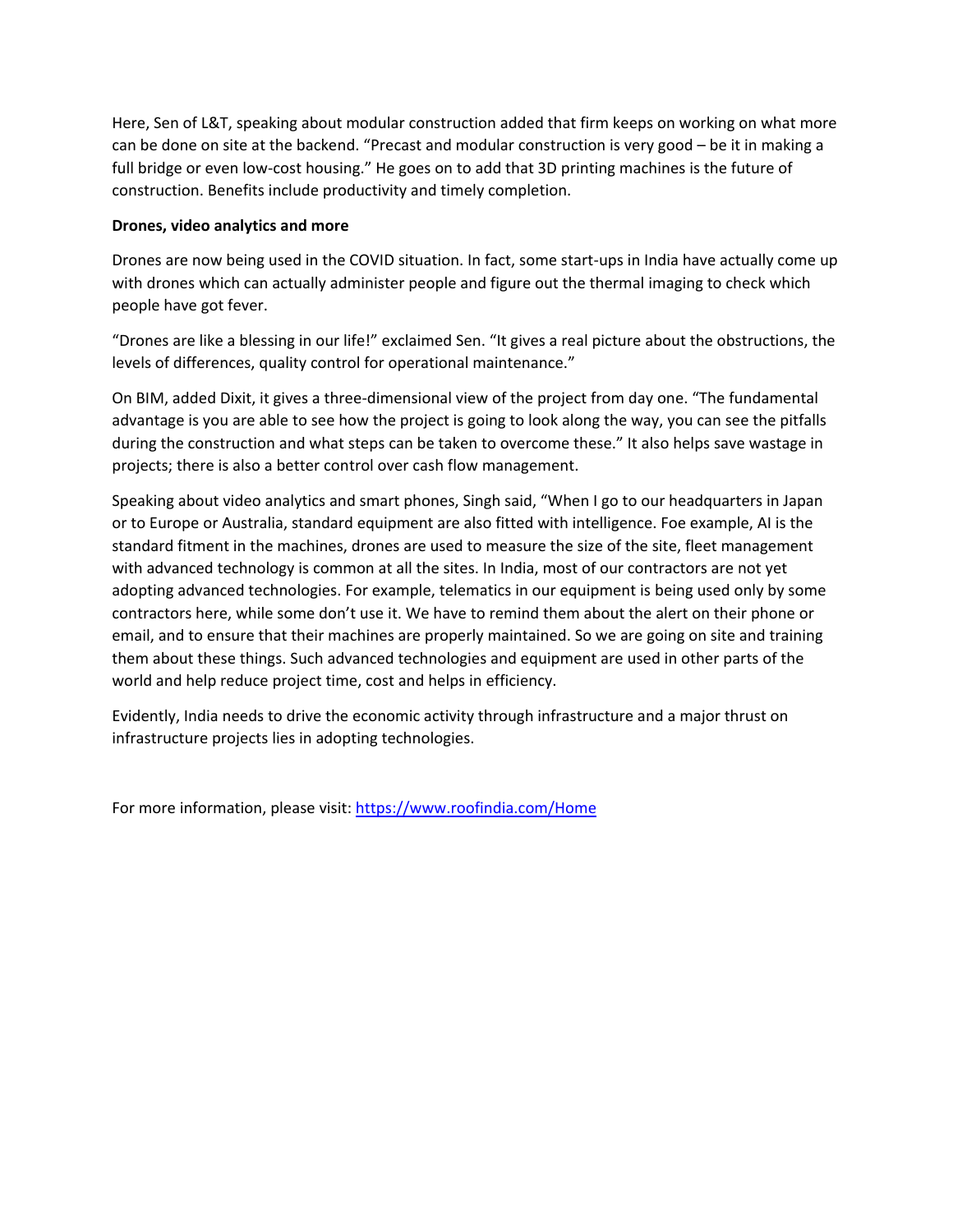Here, Sen of L&T, speaking about modular construction added that firm keeps on working on what more can be done on site at the backend. "Precast and modular construction is very good – be it in making a full bridge or even low-cost housing." He goes on to add that 3D printing machines is the future of construction. Benefits include productivity and timely completion.

**Drones, video analytics and more**

Drones are now being used in the COVID situation. In fact, some start-ups in India have actually come up with drones which can actually administer people and figure out the thermal imaging to check which people have got fever.

"Drones are like a blessing in our life!" exclaimed Sen. "It gives a real picture about the obstructions, the levels of differences, quality control for operational maintenance."

On BIM, added Dixit, it gives a three-dimensional view of the project from day one. "The fundamental advantage is you are able to see how the project is going to look along the way, you can see the pitfalls during the construction and what steps can be taken to overcome these." It also helps save wastage in projects; there is also a better control over cash flow management.

Speaking about video analytics and smart phones, Singh said, "When I go to our headquarters in Japan or to Europe or Australia, standard equipment are also fitted with intelligence. Foe example, AI is the standard fitment in the machines, drones are used to measure the size of the site, fleet management with advanced technology is common at all the sites. In India, most of our contractors are not yet adopting advanced technologies. For example, telematics in our equipment is being used only by some contractors here, while some don't use it. We have to remind them about the alert on their phone or email, and to ensure that their machines are properly maintained. So we are going on site and training them about these things. Such advanced technologies and equipment are used in other parts of the world and help reduce project time, cost and helps in efficiency.

Evidently, India needs to drive the economic activity through infrastructure and a major thrust on infrastructure projects lies in adopting technologies.

For more information, please visit: [https://www.roofindia.com/Home](https://www.roofindia.com/Home)